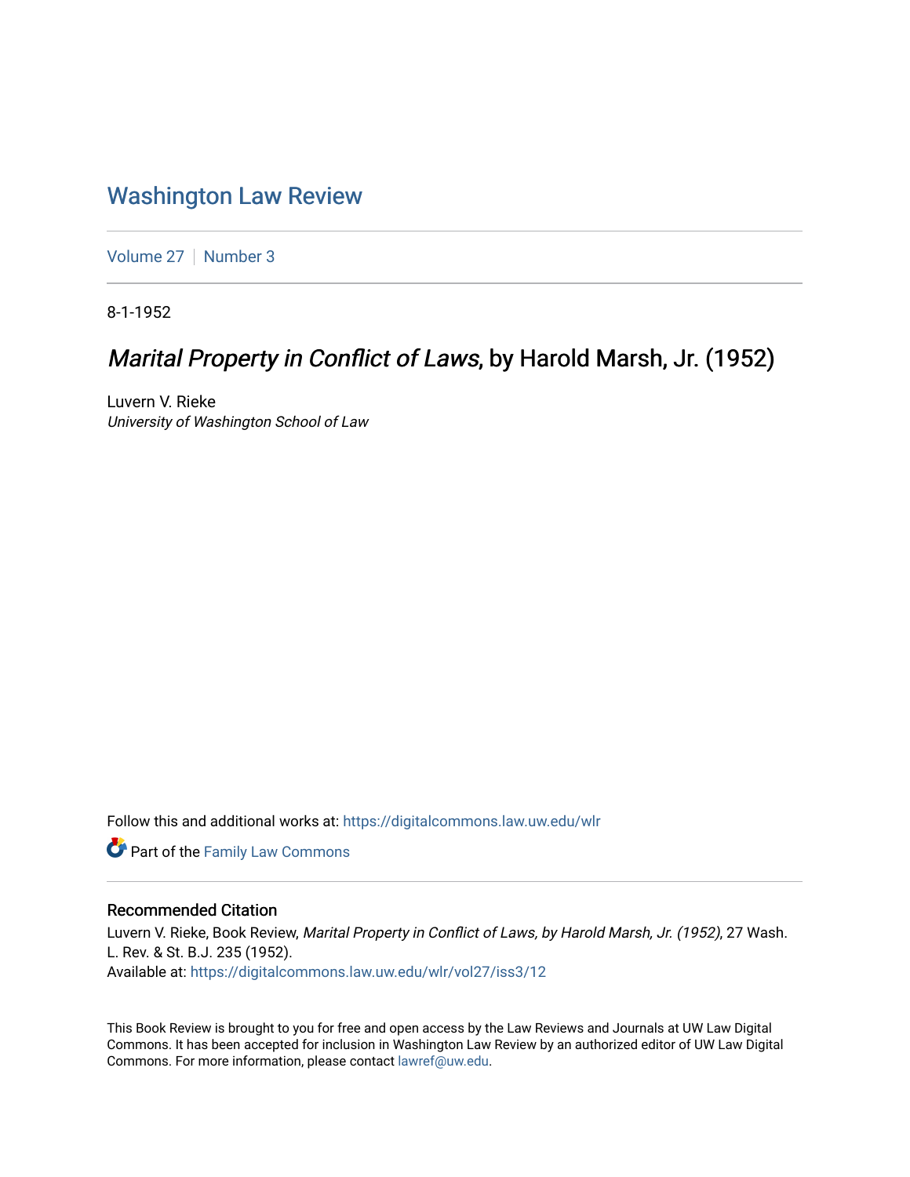# Washington Law Review

Volume 27 | Number 3

8-1-1952

## *Marital Property in Conflict of Laws*, by Harold Marsh, Jr. (1952)

Luvern V. Rieke
*University of Washington School of Law*

Follow this and additional works at: https://digitalcommons.law.uw.edu/wlr

Part of the Family Law Commons

### Recommended Citation

Luvern V. Rieke, Book Review, *Marital Property in Conflict of Laws, by Harold Marsh, Jr. (1952)*, 27 Wash. L. Rev. & St. B.J. 235 (1952).
Available at: https://digitalcommons.law.uw.edu/wlr/vol27/iss3/12

This Book Review is brought to you for free and open access by the Law Reviews and Journals at UW Law Digital Commons. It has been accepted for inclusion in Washington Law Review by an authorized editor of UW Law Digital Commons. For more information, please contact lawref@uw.edu.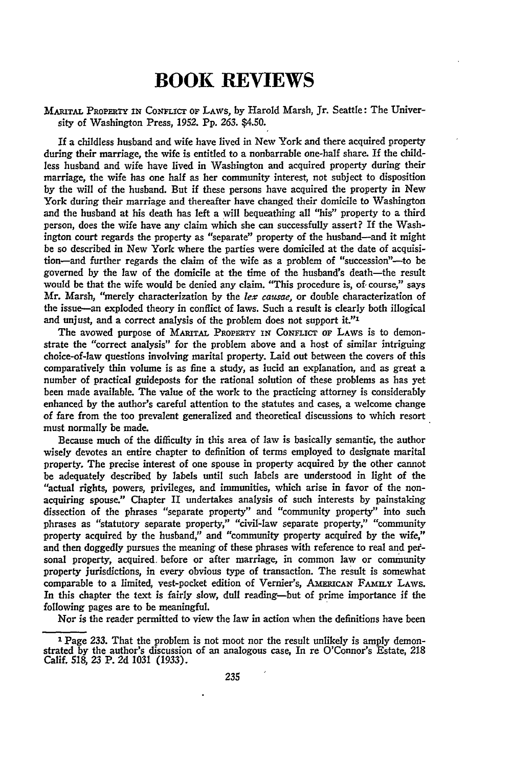# BOOK REVIEWS

MARITAL PROPERTY IN CONFLICT OF LAWS, by Harold Marsh, Jr. Seattle: The University of Washington Press, 1952. Pp. 263. $4.50.

If a childless husband and wife have lived in New York and there acquired property during their marriage, the wife is entitled to a nonbarrable one-half share. If the childless husband and wife have lived in Washington and acquired property during their marriage, the wife has one half as her community interest, not subject to disposition by the will of the husband. But if these persons have acquired the property in New York during their marriage and thereafter have changed their domicile to Washington and the husband at his death has left a will bequeathing all "his" property to a third person, does the wife have any claim which she can successfully assert? If the Washington court regards the property as "separate" property of the husband—and it might be so described in New York where the parties were domiciled at the date of acquisition—and further regards the claim of the wife as a problem of "succession"—to be governed by the law of the domicile at the time of the husband's death—the result would be that the wife would be denied any claim. "This procedure is, of course," says Mr. Marsh, "merely characterization by the *lex causae*, or double characterization of the issue—an exploded theory in conflict of laws. Such a result is clearly both illogical and unjust, and a correct analysis of the problem does not support it."[1]

The avowed purpose of MARITAL PROPERTY IN CONFLICT OF LAWS is to demonstrate the "correct analysis" for the problem above and a host of similar intriguing choice-of-law questions involving marital property. Laid out between the covers of this comparatively thin volume is as fine a study, as lucid an explanation, and as great a number of practical guideposts for the rational solution of these problems as has yet been made available. The value of the work to the practicing attorney is considerably enhanced by the author's careful attention to the statutes and cases, a welcome change of fare from the too prevalent generalized and theoretical discussions to which resort must normally be made.

Because much of the difficulty in this area of law is basically semantic, the author wisely devotes an entire chapter to definition of terms employed to designate marital property. The precise interest of one spouse in property acquired by the other cannot be adequately described by labels until such labels are understood in light of the "actual rights, powers, privileges, and immunities, which arise in favor of the non-acquiring spouse." Chapter II undertakes analysis of such interests by painstaking dissection of the phrases "separate property" and "community property" into such phrases as "statutory separate property," "civil-law separate property," "community property acquired by the husband," and "community property acquired by the wife," and then doggedly pursues the meaning of these phrases with reference to real and personal property, acquired before or after marriage, in common law or community property jurisdictions, in every obvious type of transaction. The result is somewhat comparable to a limited, vest-pocket edition of Vernier's, AMERICAN FAMILY LAWS. In this chapter the text is fairly slow, dull reading—but of prime importance if the following pages are to be meaningful.

Nor is the reader permitted to view the law in action when the definitions have been

---

[1] Page 233. That the problem is not moot nor the result unlikely is amply demonstrated by the author's discussion of an analogous case, In re O'Connor's Estate, 218 Calif. 518, 23 P. 2d 1031 (1933).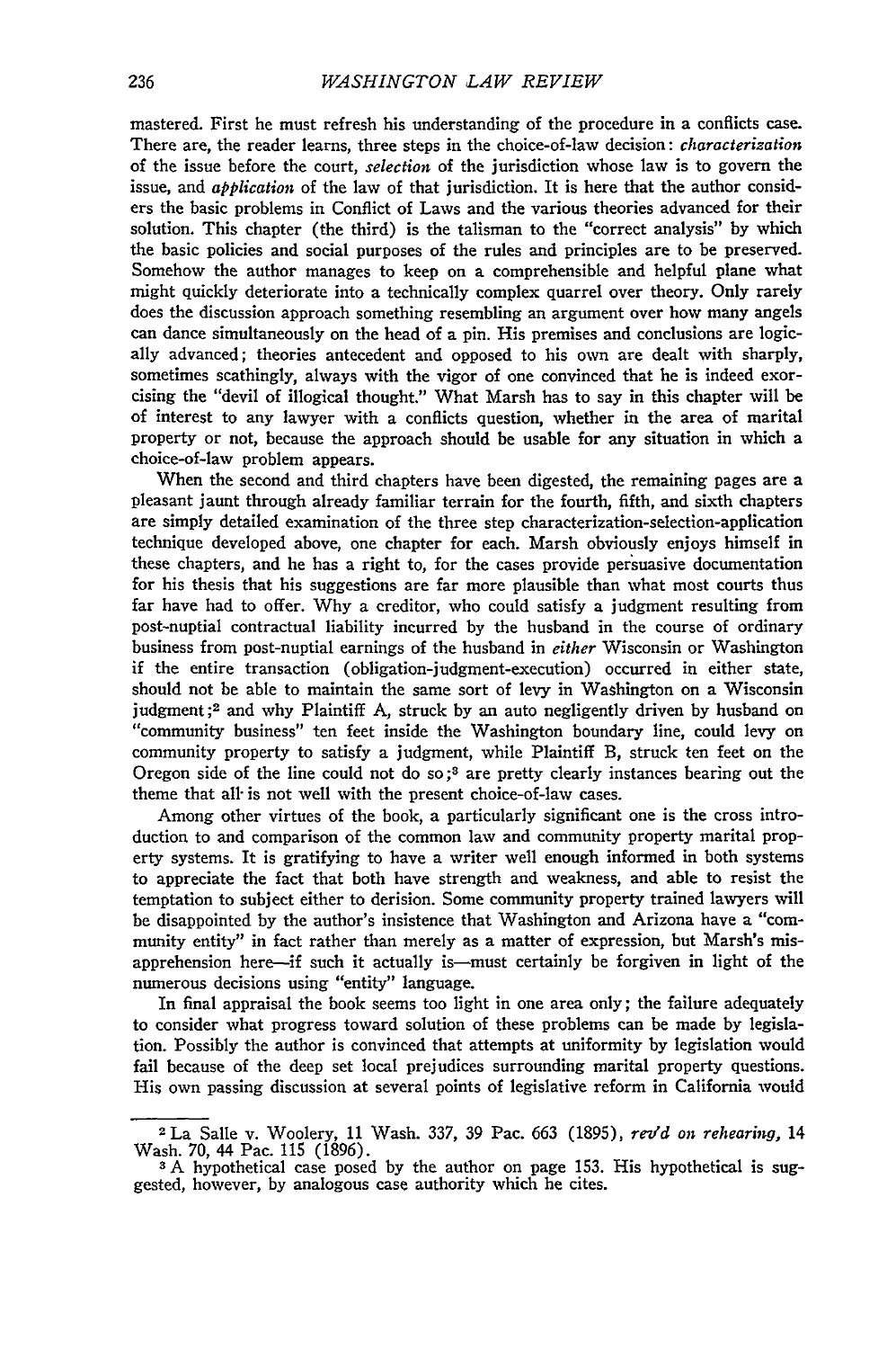mastered. First he must refresh his understanding of the procedure in a conflicts case. There are, the reader learns, three steps in the choice-of-law decision: *characterization* of the issue before the court, *selection* of the jurisdiction whose law is to govern the issue, and *application* of the law of that jurisdiction. It is here that the author considers the basic problems in Conflict of Laws and the various theories advanced for their solution. This chapter (the third) is the talisman to the "correct analysis" by which the basic policies and social purposes of the rules and principles are to be preserved. Somehow the author manages to keep on a comprehensible and helpful plane what might quickly deteriorate into a technically complex quarrel over theory. Only rarely does the discussion approach something resembling an argument over how many angels can dance simultaneously on the head of a pin. His premises and conclusions are logically advanced; theories antecedent and opposed to his own are dealt with sharply, sometimes scathingly, always with the vigor of one convinced that he is indeed exorcising the "devil of illogical thought." What Marsh has to say in this chapter will be of interest to any lawyer with a conflicts question, whether in the area of marital property or not, because the approach should be usable for any situation in which a choice-of-law problem appears.

When the second and third chapters have been digested, the remaining pages are a pleasant jaunt through already familiar terrain for the fourth, fifth, and sixth chapters are simply detailed examination of the three step characterization-selection-application technique developed above, one chapter for each. Marsh obviously enjoys himself in these chapters, and he has a right to, for the cases provide persuasive documentation for his thesis that his suggestions are far more plausible than what most courts thus far have had to offer. Why a creditor, who could satisfy a judgment resulting from post-nuptial contractual liability incurred by the husband in the course of ordinary business from post-nuptial earnings of the husband in *either* Wisconsin or Washington if the entire transaction (obligation-judgment-execution) occurred in either state, should not be able to maintain the same sort of levy in Washington on a Wisconsin judgment;[2] and why Plaintiff A, struck by an auto negligently driven by husband on "community business" ten feet inside the Washington boundary line, could levy on community property to satisfy a judgment, while Plaintiff B, struck ten feet on the Oregon side of the line could not do so;[3] are pretty clearly instances bearing out the theme that all is not well with the present choice-of-law cases.

Among other virtues of the book, a particularly significant one is the cross introduction to and comparison of the common law and community property marital property systems. It is gratifying to have a writer well enough informed in both systems to appreciate the fact that both have strength and weakness, and able to resist the temptation to subject either to derision. Some community property trained lawyers will be disappointed by the author's insistence that Washington and Arizona have a "community entity" in fact rather than merely as a matter of expression, but Marsh's misapprehension here—if such it actually is—must certainly be forgiven in light of the numerous decisions using "entity" language.

In final appraisal the book seems too light in one area only; the failure adequately to consider what progress toward solution of these problems can be made by legislation. Possibly the author is convinced that attempts at uniformity by legislation would fail because of the deep set local prejudices surrounding marital property questions. His own passing discussion at several points of legislative reform in California would

---

[2] La Salle v. Woolery, 11 Wash. 337, 39 Pac. 663 (1895), *rev'd on rehearing*, 14 Wash. 70, 44 Pac. 115 (1896).

[3] A hypothetical case posed by the author on page 153. His hypothetical is suggested, however, by analogous case authority which he cites.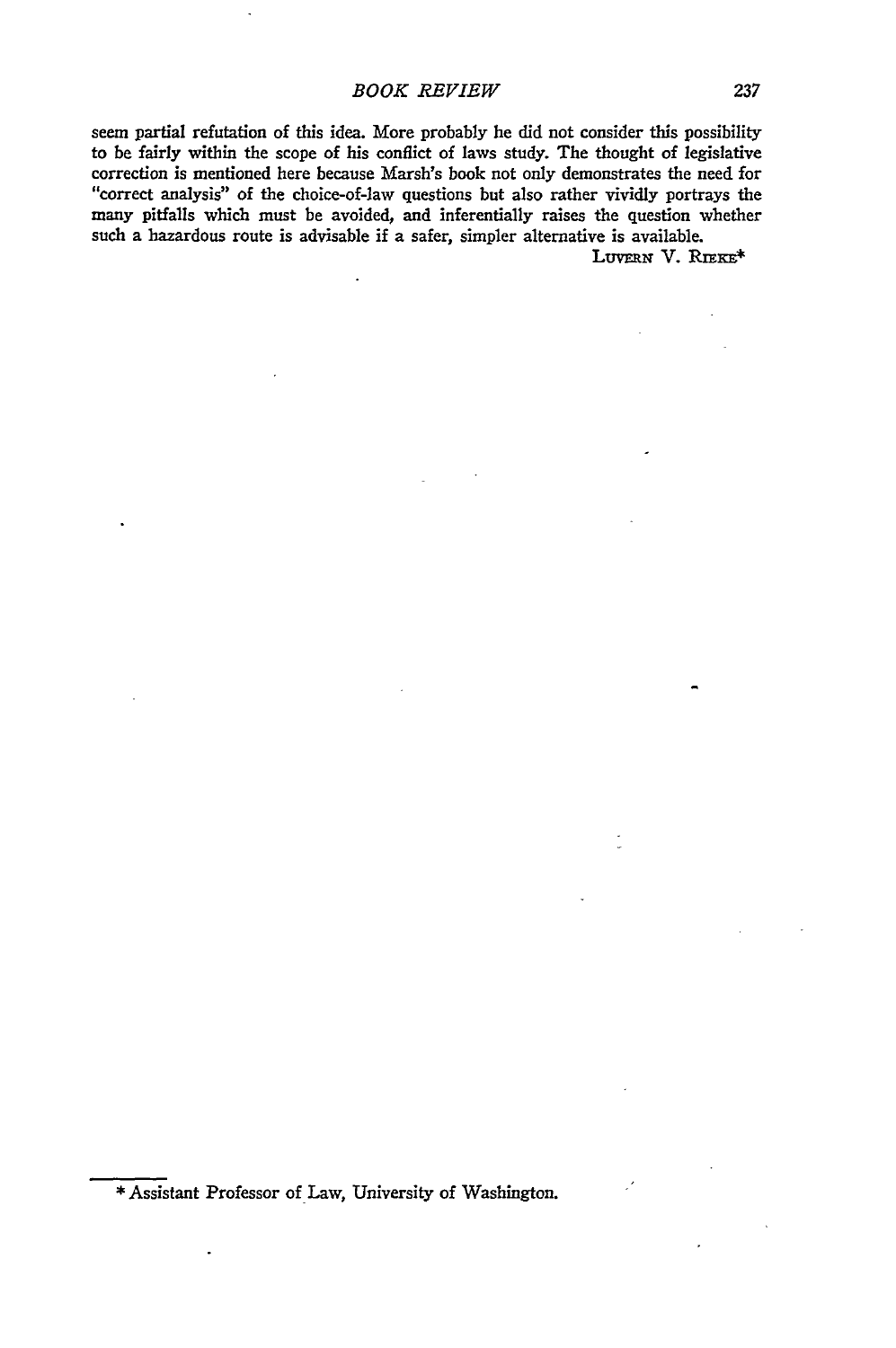seem partial refutation of this idea. More probably he did not consider this possibility to be fairly within the scope of his conflict of laws study. The thought of legislative correction is mentioned here because Marsh's book not only demonstrates the need for "correct analysis" of the choice-of-law questions but also rather vividly portrays the many pitfalls which must be avoided, and inferentially raises the question whether such a hazardous route is advisable if a safer, simpler alternative is available.

LUVERN V. RIEKE*

\* Assistant Professor of Law, University of Washington.